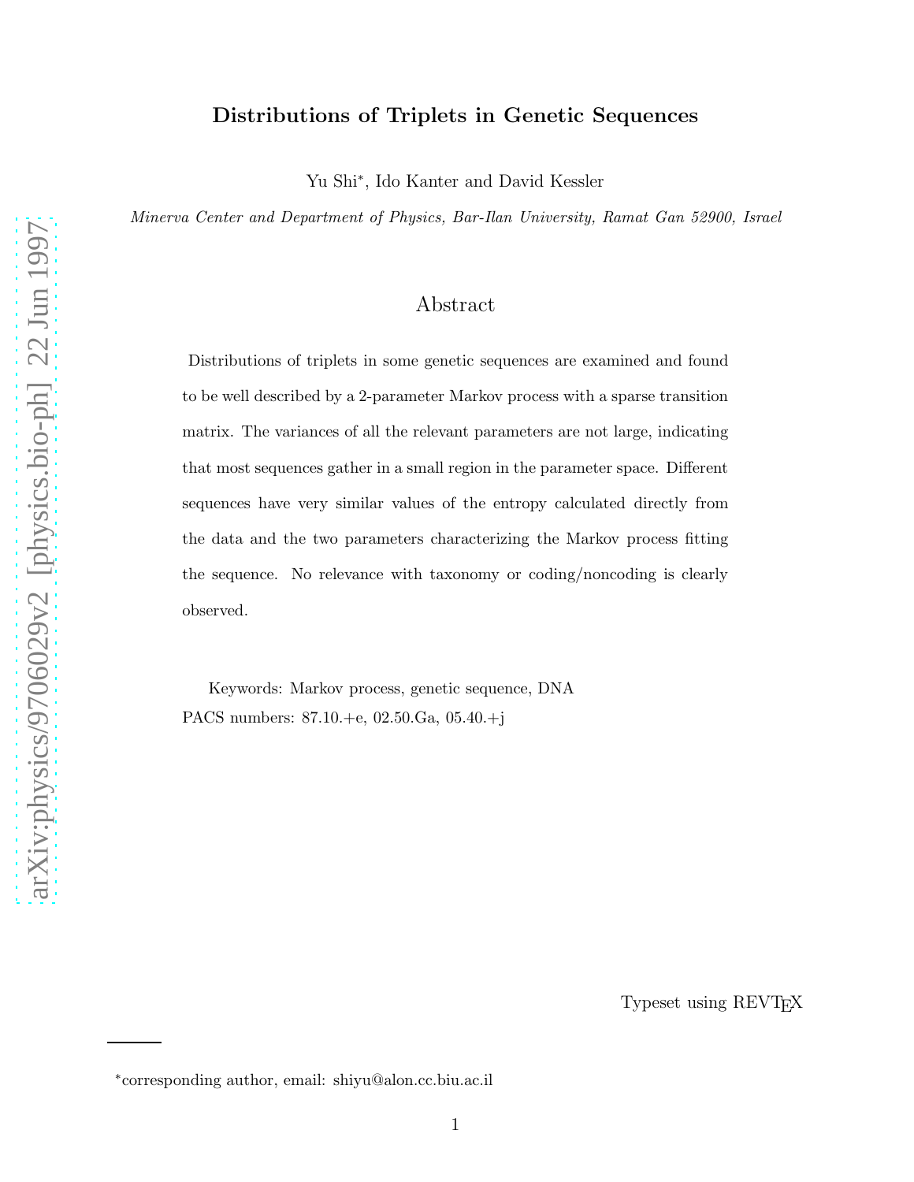# Distributions of Triplets in Genetic Sequences

Yu Shi*, Ido Kanter and David Kessler

*Minerva Center and Department of Physics, Bar-Ilan University, Ramat Gan 52900, Israel*

## Abstract

Distributions of triplets in some genetic sequences are examined and found to be well described by a 2-parameter Markov process with a sparse transition matrix. The variances of all the relevant parameters are not large, indicating that most sequences gather in a small region in the parameter space. Different sequences have very similar values of the entropy calculated directly from the data and the two parameters characterizing the Markov process fitting the sequence. No relevance with taxonomy or coding/noncoding is clearly observed.

Keywords: Markov process, genetic sequence, DNA

PACS numbers: 87.10.+e, 02.50.Ga, 05.40.+j

Typeset using REVTEX

*corresponding author, email: shiyu@alon.cc.biu.ac.il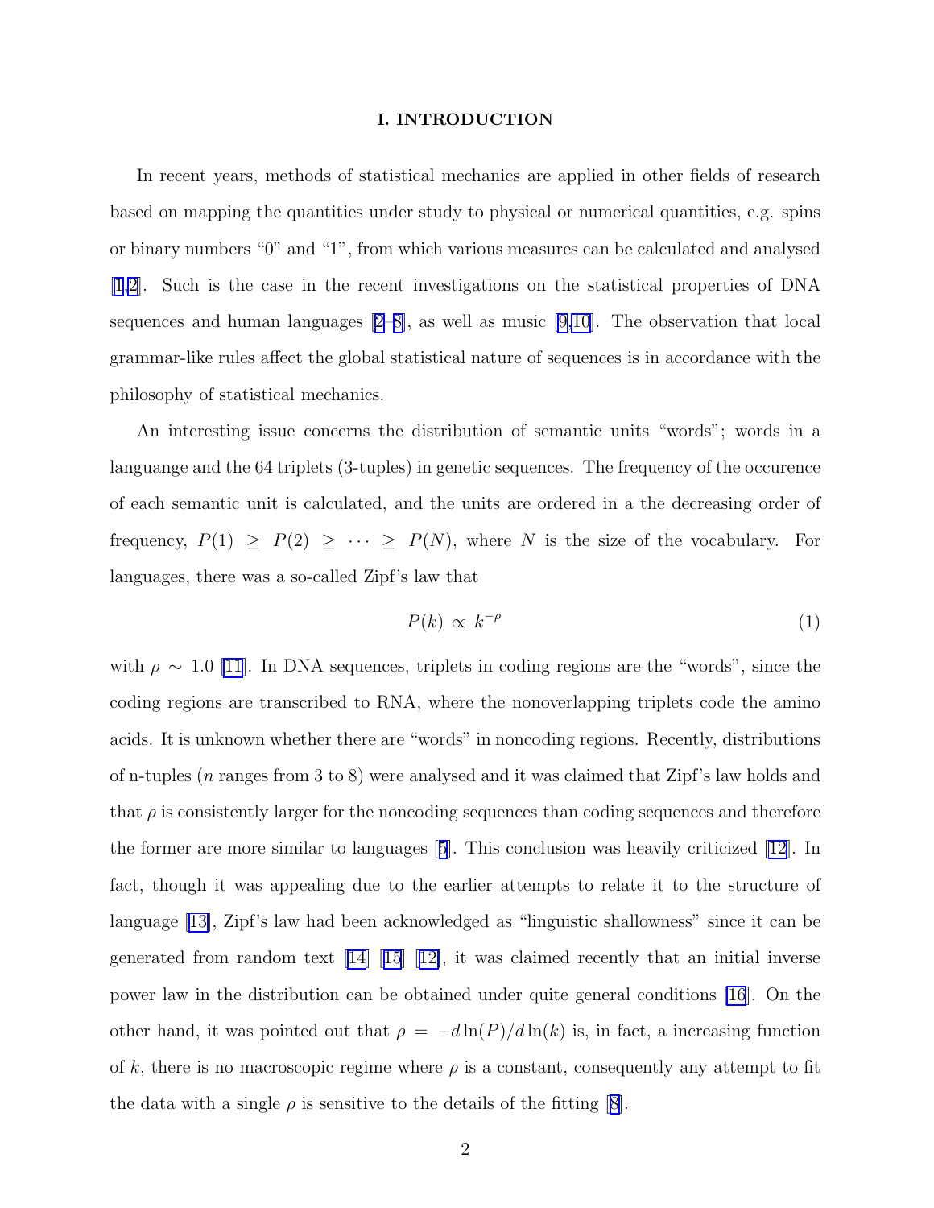## I. INTRODUCTION

In recent years, methods of statistical mechanics are applied in other fields of research based on mapping the quantities under study to physical or numerical quantities, e.g. spins or binary numbers "0" and "1", from which various measures can be calculated and analysed [1,2]. Such is the case in the recent investigations on the statistical properties of DNA sequences and human languages [2–8], as well as music [9,10]. The observation that local grammar-like rules affect the global statistical nature of sequences is in accordance with the philosophy of statistical mechanics.

An interesting issue concerns the distribution of semantic units "words"; words in a languange and the 64 triplets (3-tuples) in genetic sequences. The frequency of the occurence of each semantic unit is calculated, and the units are ordered in a the decreasing order of frequency, $P(1) \geq P(2) \geq \cdots \geq P(N)$, where $N$ is the size of the vocabulary. For languages, there was a so-called Zipf's law that

$$P(k) \propto k^{-\rho} \tag{1}$$

with $\rho \sim 1.0$ [11]. In DNA sequences, triplets in coding regions are the "words", since the coding regions are transcribed to RNA, where the nonoverlapping triplets code the amino acids. It is unknown whether there are "words" in noncoding regions. Recently, distributions of n-tuples ($n$ ranges from 3 to 8) were analysed and it was claimed that Zipf's law holds and that $\rho$ is consistently larger for the noncoding sequences than coding sequences and therefore the former are more similar to languages [5]. This conclusion was heavily criticized [12]. In fact, though it was appealing due to the earlier attempts to relate it to the structure of language [13], Zipf's law had been acknowledged as "linguistic shallowness" since it can be generated from random text [14] [15] [12], it was claimed recently that an initial inverse power law in the distribution can be obtained under quite general conditions [16]. On the other hand, it was pointed out that $\rho = -d\ln(P)/d\ln(k)$ is, in fact, a increasing function of $k$, there is no macroscopic regime where $\rho$ is a constant, consequently any attempt to fit the data with a single $\rho$ is sensitive to the details of the fitting [8].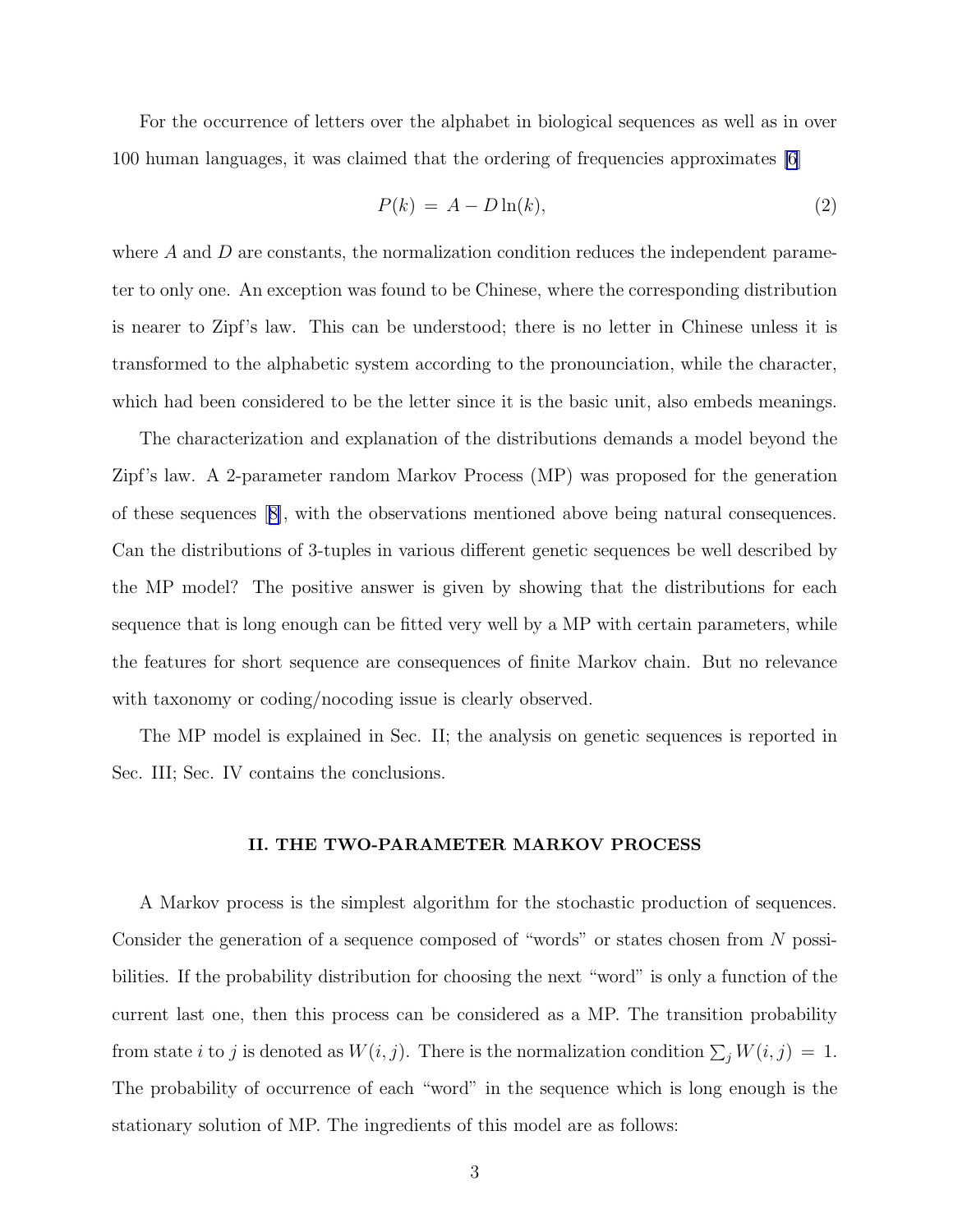For the occurrence of letters over the alphabet in biological sequences as well as in over 100 human languages, it was claimed that the ordering of frequencies approximates [6]

$$P(k) \,=\, A - D\ln(k), \tag{2}$$

where $A$ and $D$ are constants, the normalization condition reduces the independent parameter to only one. An exception was found to be Chinese, where the corresponding distribution is nearer to Zipf's law. This can be understood; there is no letter in Chinese unless it is transformed to the alphabetic system according to the pronounciation, while the character, which had been considered to be the letter since it is the basic unit, also embeds meanings.

The characterization and explanation of the distributions demands a model beyond the Zipf's law. A 2-parameter random Markov Process (MP) was proposed for the generation of these sequences [8], with the observations mentioned above being natural consequences. Can the distributions of 3-tuples in various different genetic sequences be well described by the MP model? The positive answer is given by showing that the distributions for each sequence that is long enough can be fitted very well by a MP with certain parameters, while the features for short sequence are consequences of finite Markov chain. But no relevance with taxonomy or coding/nocoding issue is clearly observed.

The MP model is explained in Sec. II; the analysis on genetic sequences is reported in Sec. III; Sec. IV contains the conclusions.

## II. THE TWO-PARAMETER MARKOV PROCESS

A Markov process is the simplest algorithm for the stochastic production of sequences. Consider the generation of a sequence composed of "words" or states chosen from $N$ possibilities. If the probability distribution for choosing the next "word" is only a function of the current last one, then this process can be considered as a MP. The transition probability from state $i$ to $j$ is denoted as $W(i,j)$. There is the normalization condition $\sum_j W(i,j) \,=\, 1$. The probability of occurrence of each "word" in the sequence which is long enough is the stationary solution of MP. The ingredients of this model are as follows: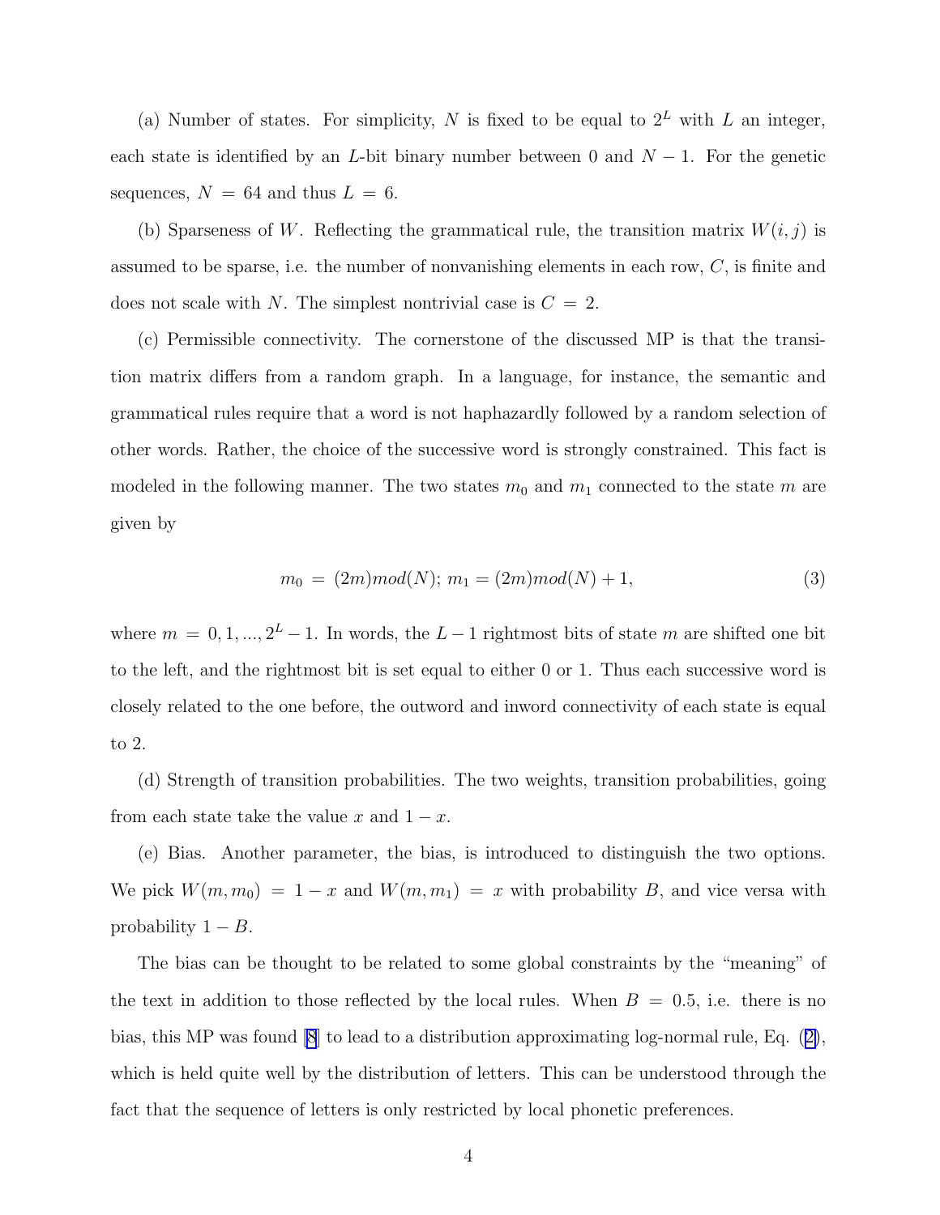(a) Number of states. For simplicity, $N$ is fixed to be equal to $2^L$ with $L$ an integer, each state is identified by an $L$-bit binary number between 0 and $N-1$. For the genetic sequences, $N = 64$ and thus $L = 6$.

(b) Sparseness of $W$. Reflecting the grammatical rule, the transition matrix $W(i,j)$ is assumed to be sparse, i.e. the number of nonvanishing elements in each row, $C$, is finite and does not scale with $N$. The simplest nontrivial case is $C = 2$.

(c) Permissible connectivity. The cornerstone of the discussed MP is that the transition matrix differs from a random graph. In a language, for instance, the semantic and grammatical rules require that a word is not haphazardly followed by a random selection of other words. Rather, the choice of the successive word is strongly constrained. This fact is modeled in the following manner. The two states $m_0$ and $m_1$ connected to the state $m$ are given by

$$m_0 = (2m)mod(N);\ m_1 = (2m)mod(N) + 1, \tag{3}$$

where $m = 0, 1, ..., 2^L - 1$. In words, the $L-1$ rightmost bits of state $m$ are shifted one bit to the left, and the rightmost bit is set equal to either 0 or 1. Thus each successive word is closely related to the one before, the outword and inword connectivity of each state is equal to 2.

(d) Strength of transition probabilities. The two weights, transition probabilities, going from each state take the value $x$ and $1-x$.

(e) Bias. Another parameter, the bias, is introduced to distinguish the two options. We pick $W(m, m_0) = 1-x$ and $W(m, m_1) = x$ with probability $B$, and vice versa with probability $1-B$.

The bias can be thought to be related to some global constraints by the "meaning" of the text in addition to those reflected by the local rules. When $B = 0.5$, i.e. there is no bias, this MP was found [8] to lead to a distribution approximating log-normal rule, Eq. (2), which is held quite well by the distribution of letters. This can be understood through the fact that the sequence of letters is only restricted by local phonetic preferences.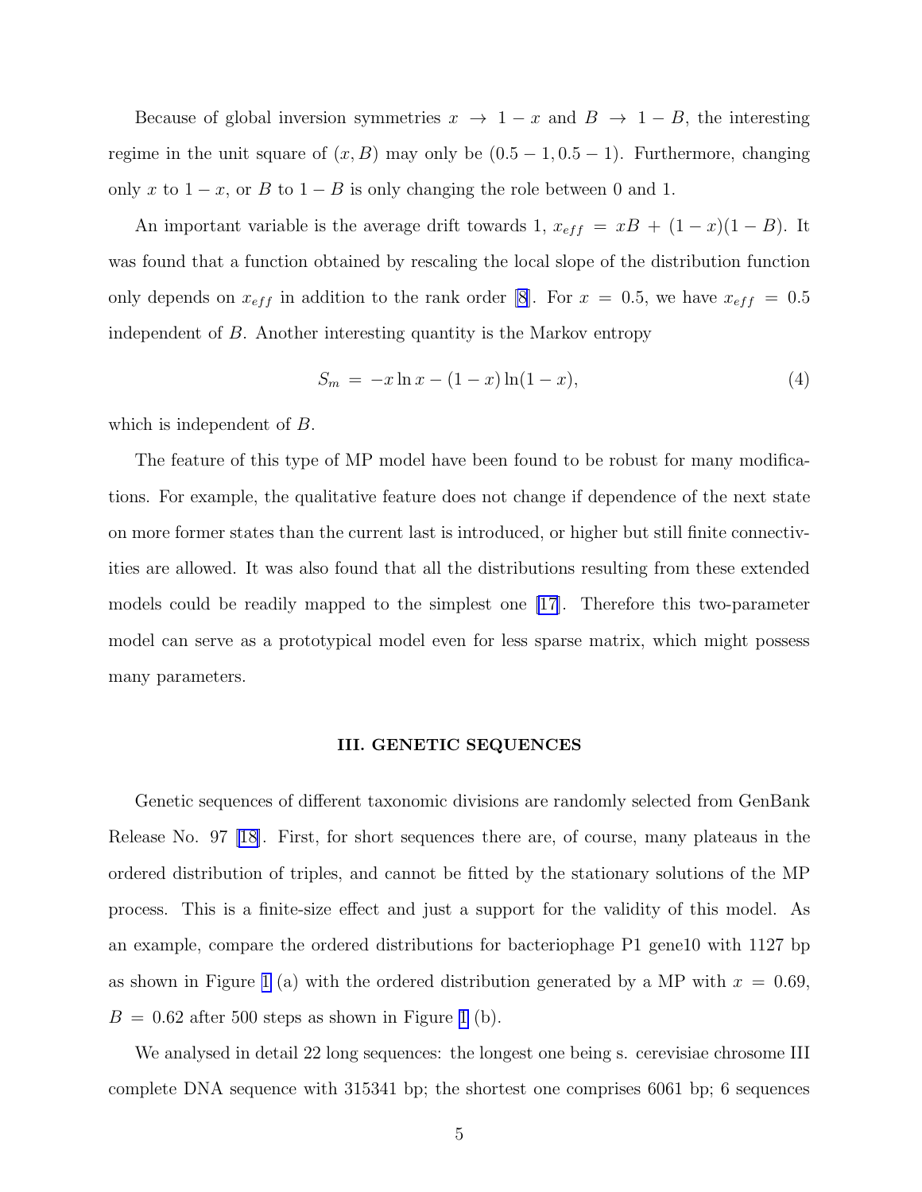Because of global inversion symmetries $x \to 1 - x$ and $B \to 1 - B$, the interesting regime in the unit square of $(x, B)$ may only be $(0.5 - 1, 0.5 - 1)$. Furthermore, changing only $x$ to $1 - x$, or $B$ to $1 - B$ is only changing the role between 0 and 1.

An important variable is the average drift towards 1, $x_{eff} = xB + (1 - x)(1 - B)$. It was found that a function obtained by rescaling the local slope of the distribution function only depends on $x_{eff}$ in addition to the rank order [8]. For $x = 0.5$, we have $x_{eff} = 0.5$ independent of $B$. Another interesting quantity is the Markov entropy

$$S_m = -x \ln x - (1 - x) \ln(1 - x), \tag{4}$$

which is independent of $B$.

The feature of this type of MP model have been found to be robust for many modifications. For example, the qualitative feature does not change if dependence of the next state on more former states than the current last is introduced, or higher but still finite connectivities are allowed. It was also found that all the distributions resulting from these extended models could be readily mapped to the simplest one [17]. Therefore this two-parameter model can serve as a prototypical model even for less sparse matrix, which might possess many parameters.

## III. GENETIC SEQUENCES

Genetic sequences of different taxonomic divisions are randomly selected from GenBank Release No. 97 [18]. First, for short sequences there are, of course, many plateaus in the ordered distribution of triples, and cannot be fitted by the stationary solutions of the MP process. This is a finite-size effect and just a support for the validity of this model. As an example, compare the ordered distributions for bacteriophage P1 gene10 with 1127 bp as shown in Figure 1 (a) with the ordered distribution generated by a MP with $x = 0.69$, $B = 0.62$ after 500 steps as shown in Figure 1 (b).

We analysed in detail 22 long sequences: the longest one being s. cerevisiae chrosome III complete DNA sequence with 315341 bp; the shortest one comprises 6061 bp; 6 sequences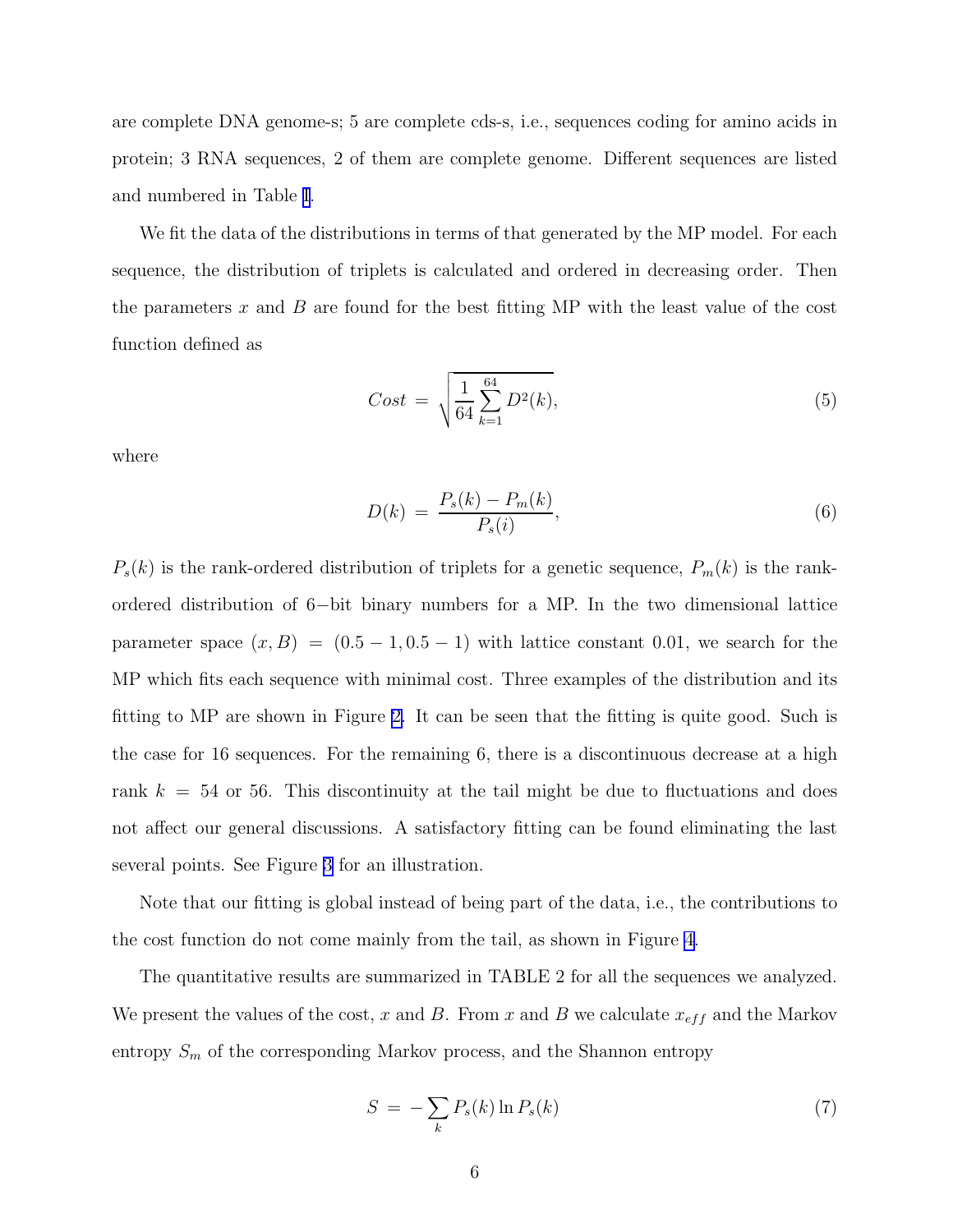are complete DNA genome-s; 5 are complete cds-s, i.e., sequences coding for amino acids in protein; 3 RNA sequences, 2 of them are complete genome. Different sequences are listed and numbered in Table I.

We fit the data of the distributions in terms of that generated by the MP model. For each sequence, the distribution of triplets is calculated and ordered in decreasing order. Then the parameters $x$ and $B$ are found for the best fitting MP with the least value of the cost function defined as

$$Cost = \sqrt{\frac{1}{64}\sum_{k=1}^{64} D^2(k)}, \tag{5}$$

where

$$D(k) = \frac{P_s(k) - P_m(k)}{P_s(i)}, \tag{6}$$

$P_s(k)$ is the rank-ordered distribution of triplets for a genetic sequence, $P_m(k)$ is the rank-ordered distribution of 6−bit binary numbers for a MP. In the two dimensional lattice parameter space $(x, B) = (0.5 - 1, 0.5 - 1)$ with lattice constant 0.01, we search for the MP which fits each sequence with minimal cost. Three examples of the distribution and its fitting to MP are shown in Figure 2. It can be seen that the fitting is quite good. Such is the case for 16 sequences. For the remaining 6, there is a discontinuous decrease at a high rank $k = 54$ or 56. This discontinuity at the tail might be due to fluctuations and does not affect our general discussions. A satisfactory fitting can be found eliminating the last several points. See Figure 3 for an illustration.

Note that our fitting is global instead of being part of the data, i.e., the contributions to the cost function do not come mainly from the tail, as shown in Figure 4.

The quantitative results are summarized in TABLE 2 for all the sequences we analyzed. We present the values of the cost, $x$ and $B$. From $x$ and $B$ we calculate $x_{eff}$ and the Markov entropy $S_m$ of the corresponding Markov process, and the Shannon entropy

$$S = -\sum_k P_s(k) \ln P_s(k) \tag{7}$$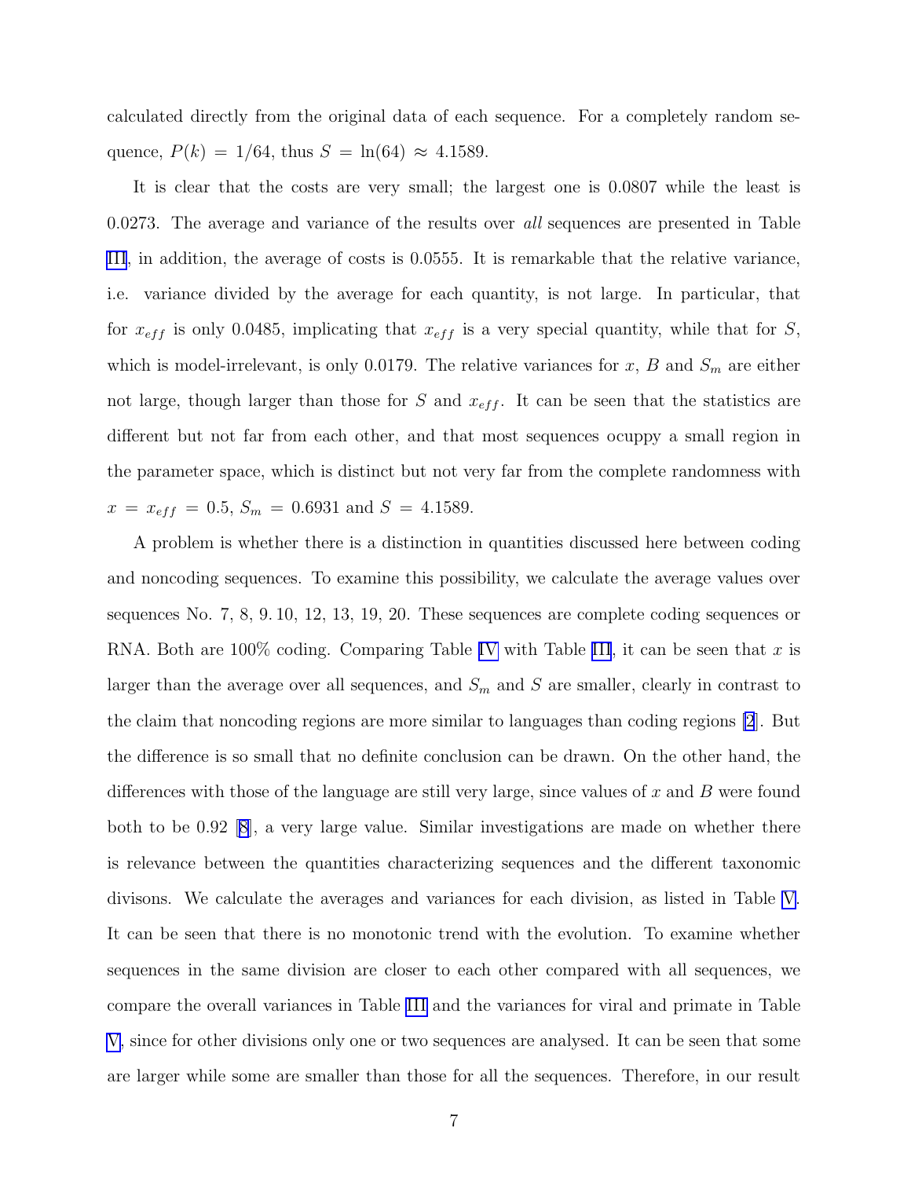calculated directly from the original data of each sequence. For a completely random sequence, $P(k) = 1/64$, thus $S = \ln(64) \approx 4.1589$.

It is clear that the costs are very small; the largest one is 0.0807 while the least is 0.0273. The average and variance of the results over *all* sequences are presented in Table III, in addition, the average of costs is 0.0555. It is remarkable that the relative variance, i.e. variance divided by the average for each quantity, is not large. In particular, that for $x_{eff}$ is only 0.0485, implicating that $x_{eff}$ is a very special quantity, while that for $S$, which is model-irrelevant, is only 0.0179. The relative variances for $x$, $B$ and $S_m$ are either not large, though larger than those for $S$ and $x_{eff}$. It can be seen that the statistics are different but not far from each other, and that most sequences ocuppy a small region in the parameter space, which is distinct but not very far from the complete randomness with $x = x_{eff} = 0.5$, $S_m = 0.6931$ and $S = 4.1589$.

A problem is whether there is a distinction in quantities discussed here between coding and noncoding sequences. To examine this possibility, we calculate the average values over sequences No. 7, 8, 9. 10, 12, 13, 19, 20. These sequences are complete coding sequences or RNA. Both are 100% coding. Comparing Table IV with Table III, it can be seen that $x$ is larger than the average over all sequences, and $S_m$ and $S$ are smaller, clearly in contrast to the claim that noncoding regions are more similar to languages than coding regions [2]. But the difference is so small that no definite conclusion can be drawn. On the other hand, the differences with those of the language are still very large, since values of $x$ and $B$ were found both to be 0.92 [8], a very large value. Similar investigations are made on whether there is relevance between the quantities characterizing sequences and the different taxonomic divisons. We calculate the averages and variances for each division, as listed in Table V. It can be seen that there is no monotonic trend with the evolution. To examine whether sequences in the same division are closer to each other compared with all sequences, we compare the overall variances in Table III and the variances for viral and primate in Table V, since for other divisions only one or two sequences are analysed. It can be seen that some are larger while some are smaller than those for all the sequences. Therefore, in our result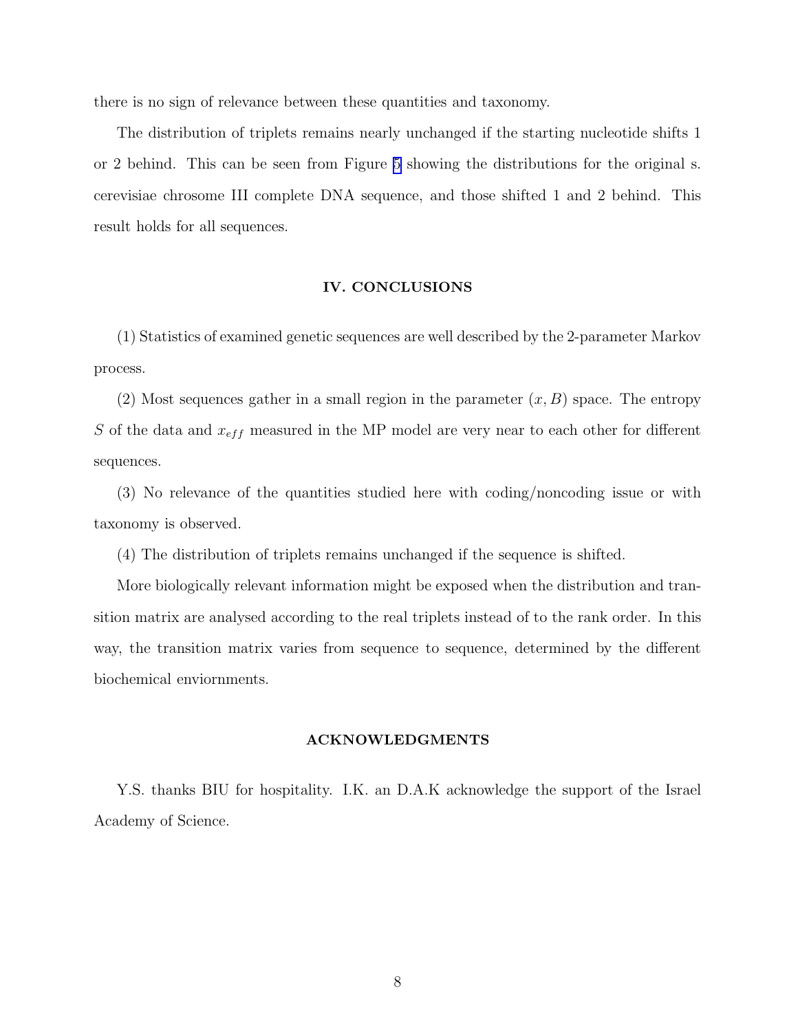there is no sign of relevance between these quantities and taxonomy.

The distribution of triplets remains nearly unchanged if the starting nucleotide shifts 1 or 2 behind. This can be seen from Figure 5 showing the distributions for the original s. cerevisiae chrosome III complete DNA sequence, and those shifted 1 and 2 behind. This result holds for all sequences.

## IV. CONCLUSIONS

(1) Statistics of examined genetic sequences are well described by the 2-parameter Markov process.

(2) Most sequences gather in a small region in the parameter $(x, B)$ space. The entropy $S$ of the data and $x_{eff}$ measured in the MP model are very near to each other for different sequences.

(3) No relevance of the quantities studied here with coding/noncoding issue or with taxonomy is observed.

(4) The distribution of triplets remains unchanged if the sequence is shifted.

More biologically relevant information might be exposed when the distribution and transition matrix are analysed according to the real triplets instead of to the rank order. In this way, the transition matrix varies from sequence to sequence, determined by the different biochemical enviornments.

## ACKNOWLEDGMENTS

Y.S. thanks BIU for hospitality. I.K. an D.A.K acknowledge the support of the Israel Academy of Science.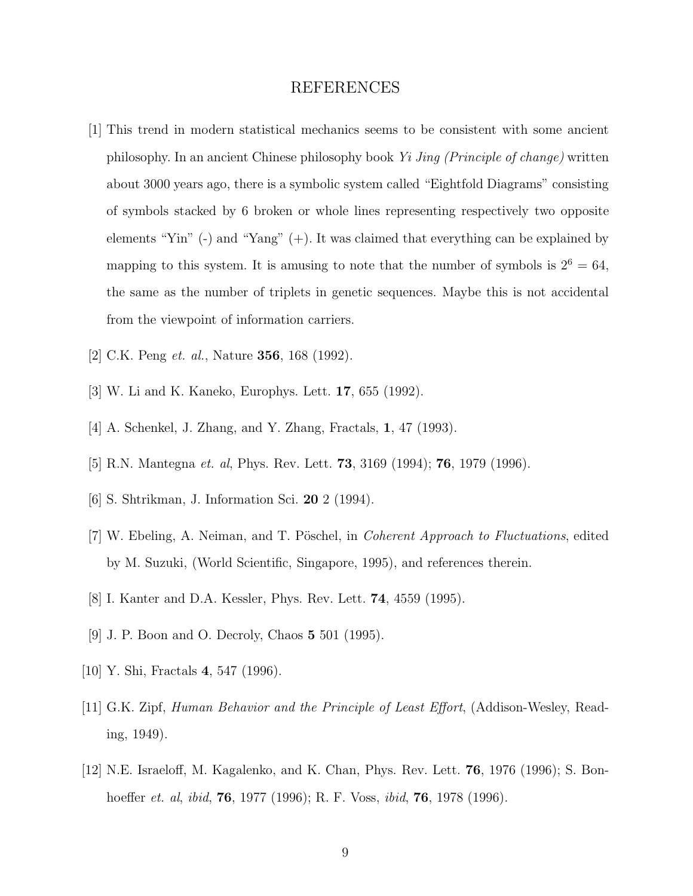# REFERENCES

[1] This trend in modern statistical mechanics seems to be consistent with some ancient philosophy. In an ancient Chinese philosophy book *Yi Jing (Principle of change)* written about 3000 years ago, there is a symbolic system called "Eightfold Diagrams" consisting of symbols stacked by 6 broken or whole lines representing respectively two opposite elements "Yin" (-) and "Yang" (+). It was claimed that everything can be explained by mapping to this system. It is amusing to note that the number of symbols is $2^6 = 64$, the same as the number of triplets in genetic sequences. Maybe this is not accidental from the viewpoint of information carriers.

[2] C.K. Peng *et. al.*, Nature **356**, 168 (1992).

[3] W. Li and K. Kaneko, Europhys. Lett. **17**, 655 (1992).

[4] A. Schenkel, J. Zhang, and Y. Zhang, Fractals, **1**, 47 (1993).

[5] R.N. Mantegna *et. al*, Phys. Rev. Lett. **73**, 3169 (1994); **76**, 1979 (1996).

[6] S. Shtrikman, J. Information Sci. **20** 2 (1994).

[7] W. Ebeling, A. Neiman, and T. Pöschel, in *Coherent Approach to Fluctuations*, edited by M. Suzuki, (World Scientific, Singapore, 1995), and references therein.

[8] I. Kanter and D.A. Kessler, Phys. Rev. Lett. **74**, 4559 (1995).

[9] J. P. Boon and O. Decroly, Chaos **5** 501 (1995).

[10] Y. Shi, Fractals **4**, 547 (1996).

[11] G.K. Zipf, *Human Behavior and the Principle of Least Effort*, (Addison-Wesley, Reading, 1949).

[12] N.E. Israeloff, M. Kagalenko, and K. Chan, Phys. Rev. Lett. **76**, 1976 (1996); S. Bonhoeffer *et. al*, *ibid*, **76**, 1977 (1996); R. F. Voss, *ibid*, **76**, 1978 (1996).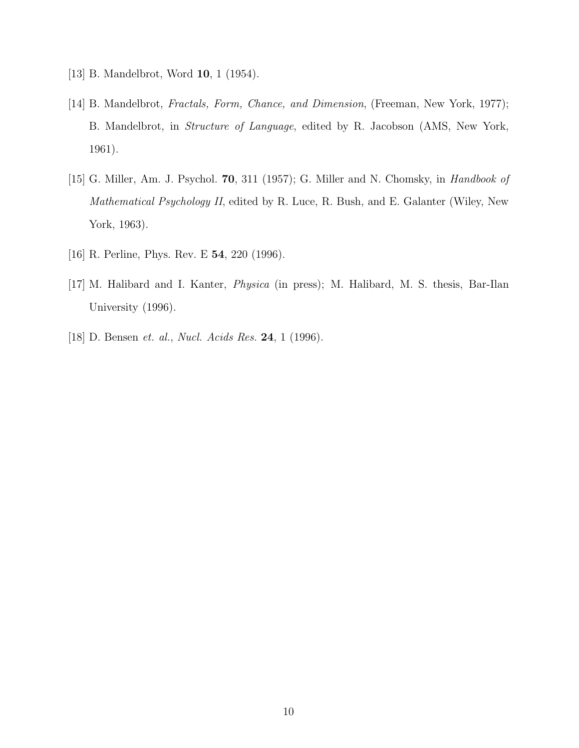[13] B. Mandelbrot, Word **10**, 1 (1954).

[14] B. Mandelbrot, *Fractals, Form, Chance, and Dimension*, (Freeman, New York, 1977); B. Mandelbrot, in *Structure of Language*, edited by R. Jacobson (AMS, New York, 1961).

[15] G. Miller, Am. J. Psychol. **70**, 311 (1957); G. Miller and N. Chomsky, in *Handbook of Mathematical Psychology II*, edited by R. Luce, R. Bush, and E. Galanter (Wiley, New York, 1963).

[16] R. Perline, Phys. Rev. E **54**, 220 (1996).

[17] M. Halibard and I. Kanter, *Physica* (in press); M. Halibard, M. S. thesis, Bar-Ilan University (1996).

[18] D. Bensen *et. al.*, *Nucl. Acids Res.* **24**, 1 (1996).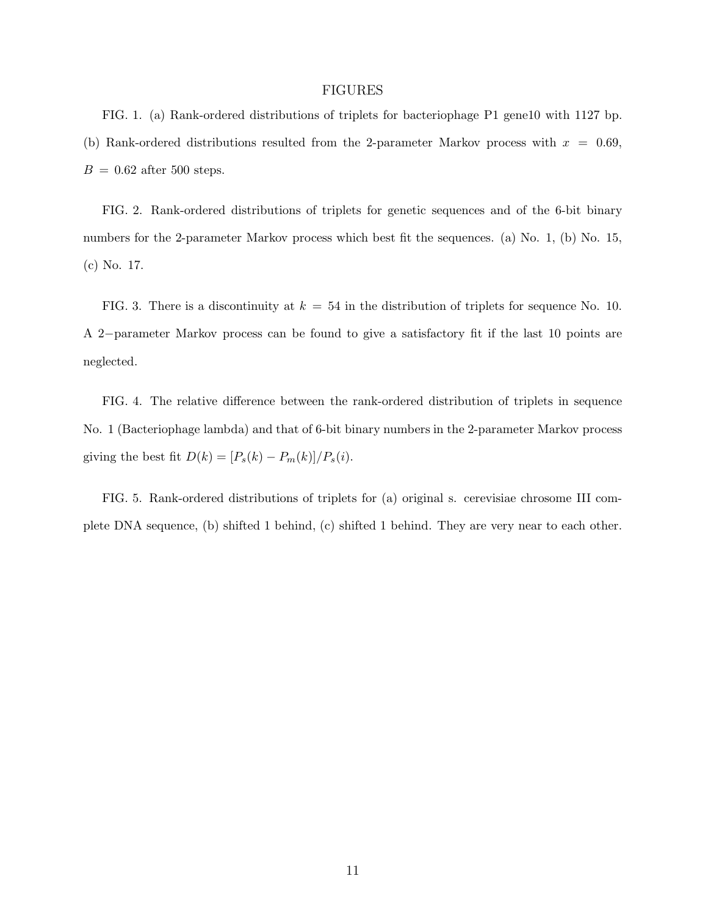## FIGURES

FIG. 1. (a) Rank-ordered distributions of triplets for bacteriophage P1 gene10 with 1127 bp. (b) Rank-ordered distributions resulted from the 2-parameter Markov process with $x = 0.69$, $B = 0.62$ after 500 steps.

FIG. 2. Rank-ordered distributions of triplets for genetic sequences and of the 6-bit binary numbers for the 2-parameter Markov process which best fit the sequences. (a) No. 1, (b) No. 15, (c) No. 17.

FIG. 3. There is a discontinuity at $k = 54$ in the distribution of triplets for sequence No. 10. A $2-$parameter Markov process can be found to give a satisfactory fit if the last 10 points are neglected.

FIG. 4. The relative difference between the rank-ordered distribution of triplets in sequence No. 1 (Bacteriophage lambda) and that of 6-bit binary numbers in the 2-parameter Markov process giving the best fit $D(k) = [P_s(k) - P_m(k)]/P_s(i)$.

FIG. 5. Rank-ordered distributions of triplets for (a) original s. cerevisiae chrosome III complete DNA sequence, (b) shifted 1 behind, (c) shifted 1 behind. They are very near to each other.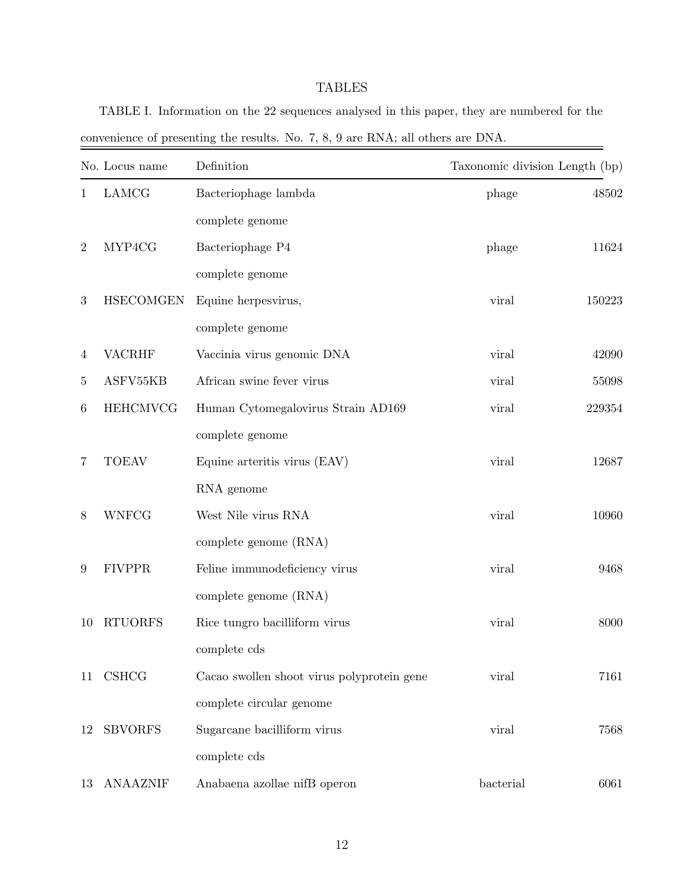# TABLES

TABLE I. Information on the 22 sequences analysed in this paper, they are numbered for the convenience of presenting the results. No. 7, 8, 9 are RNA; all others are DNA.

| No. | Locus name | Definition | Taxonomic division | Length (bp) |
|---|---|---|---|---|
| 1 | LAMCG | Bacteriophage lambda complete genome | phage | 48502 |
| 2 | MYP4CG | Bacteriophage P4 complete genome | phage | 11624 |
| 3 | HSECOMGEN | Equine herpesvirus, complete genome | viral | 150223 |
| 4 | VACRHF | Vaccinia virus genomic DNA | viral | 42090 |
| 5 | ASFV55KB | African swine fever virus | viral | 55098 |
| 6 | HEHCMVCG | Human Cytomegalovirus Strain AD169 complete genome | viral | 229354 |
| 7 | TOEAV | Equine arteritis virus (EAV) RNA genome | viral | 12687 |
| 8 | WNFCG | West Nile virus RNA complete genome (RNA) | viral | 10960 |
| 9 | FIVPPR | Feline immunodeficiency virus complete genome (RNA) | viral | 9468 |
| 10 | RTUORFS | Rice tungro bacilliform virus complete cds | viral | 8000 |
| 11 | CSHCG | Cacao swollen shoot virus polyprotein gene complete circular genome | viral | 7161 |
| 12 | SBVORFS | Sugarcane bacilliform virus complete cds | viral | 7568 |
| 13 | ANAAZNIF | Anabaena azollae nifB operon | bacterial | 6061 |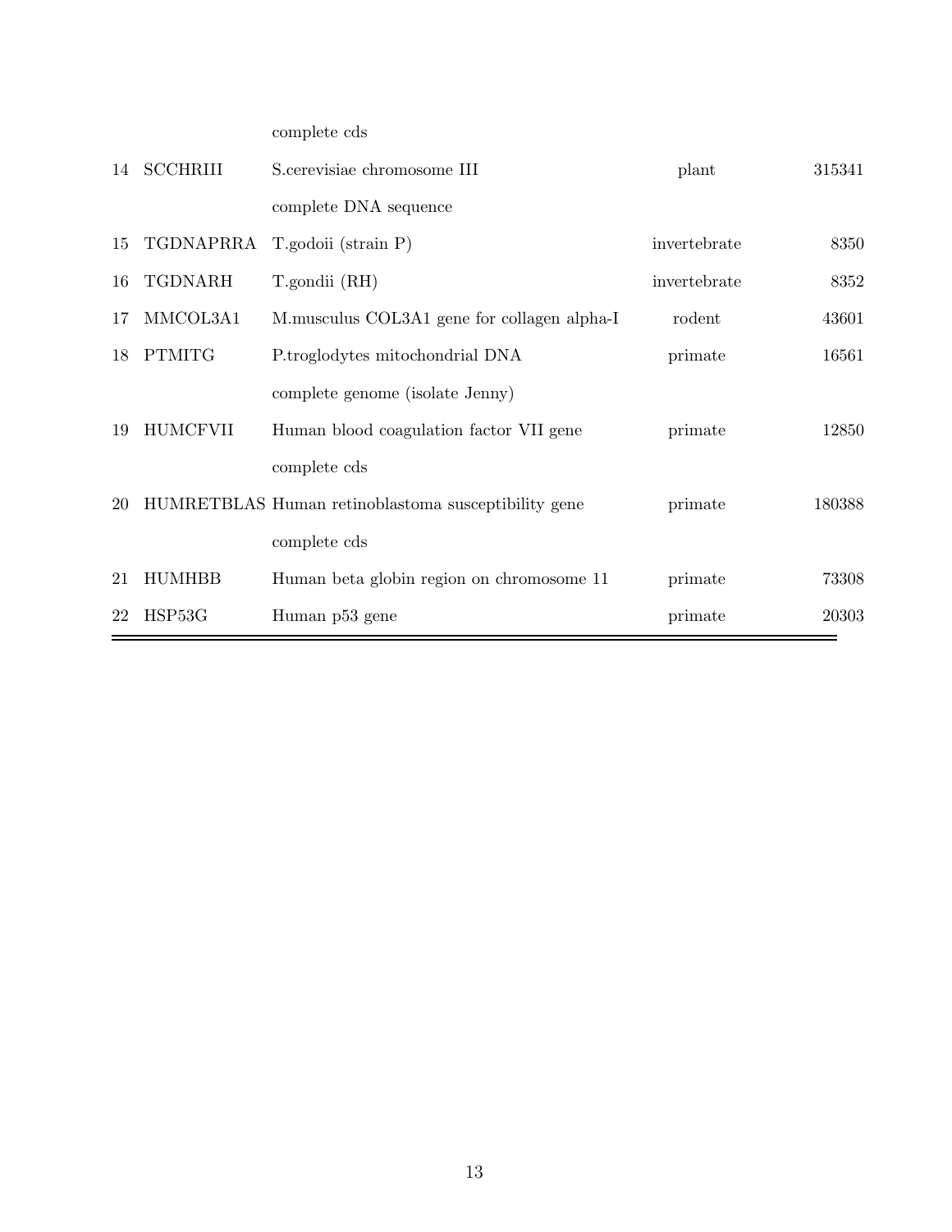| | | | | |
|---|---|---|---|---|
| | | complete cds | | |
| 14 | SCCHRIII | S.cerevisiae chromosome III complete DNA sequence | plant | 315341 |
| 15 | TGDNAPRRA | T.godoii (strain P) | invertebrate | 8350 |
| 16 | TGDNARH | T.gondii (RH) | invertebrate | 8352 |
| 17 | MMCOL3A1 | M.musculus COL3A1 gene for collagen alpha-I | rodent | 43601 |
| 18 | PTMITG | P.troglodytes mitochondrial DNA complete genome (isolate Jenny) | primate | 16561 |
| 19 | HUMCFVII | Human blood coagulation factor VII gene complete cds | primate | 12850 |
| 20 | HUMRETBLAS | Human retinoblastoma susceptibility gene complete cds | primate | 180388 |
| 21 | HUMHBB | Human beta globin region on chromosome 11 | primate | 73308 |
| 22 | HSP53G | Human p53 gene | primate | 20303 |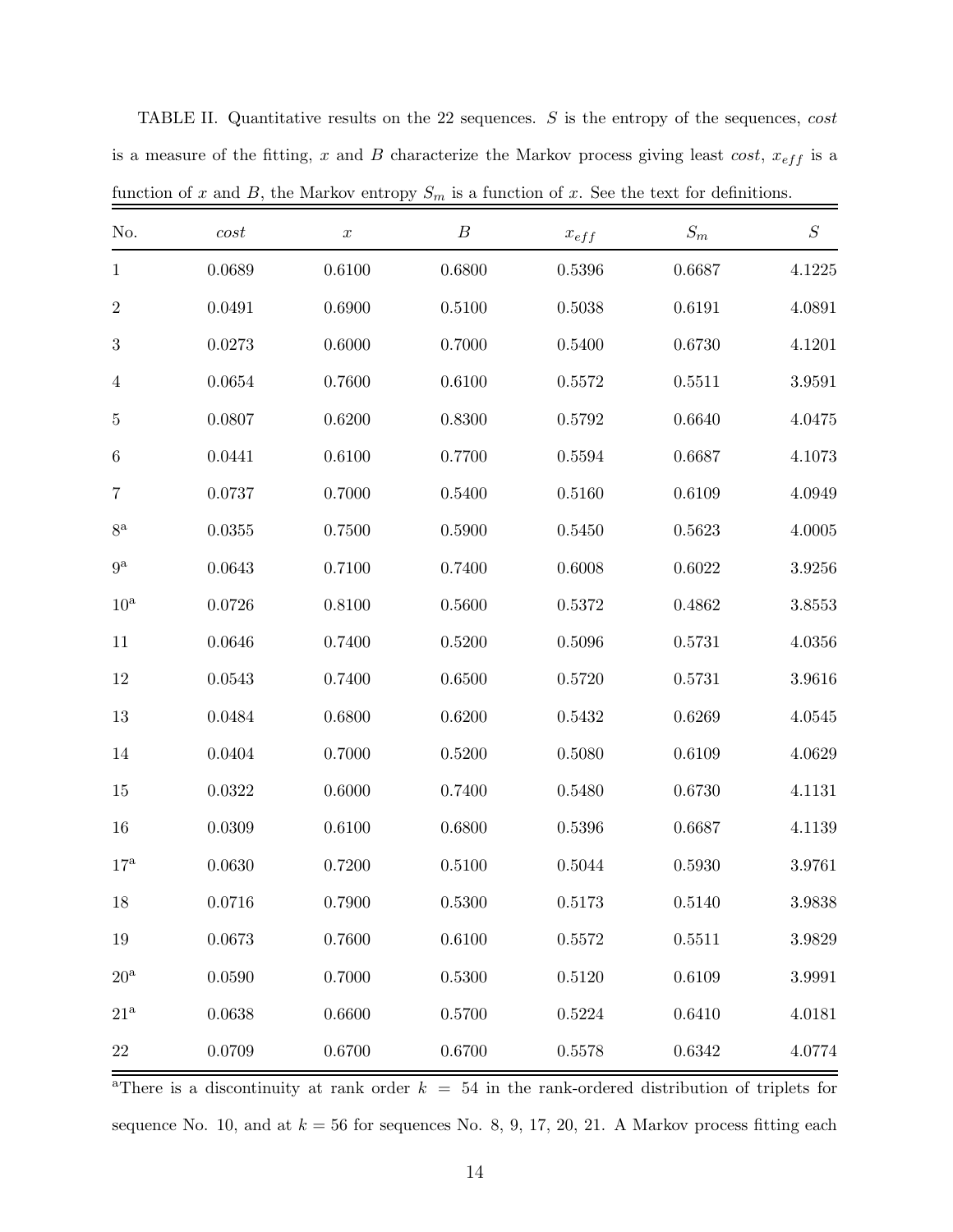TABLE II. Quantitative results on the 22 sequences. $S$ is the entropy of the sequences, *cost* is a measure of the fitting, $x$ and $B$ characterize the Markov process giving least *cost*, $x_{eff}$ is a function of $x$ and $B$, the Markov entropy $S_m$ is a function of $x$. See the text for definitions.

| No. | *cost* | $x$ | $B$ | $x_{eff}$ | $S_m$ | $S$ |
|---|---|---|---|---|---|---|
| 1 | 0.0689 | 0.6100 | 0.6800 | 0.5396 | 0.6687 | 4.1225 |
| 2 | 0.0491 | 0.6900 | 0.5100 | 0.5038 | 0.6191 | 4.0891 |
| 3 | 0.0273 | 0.6000 | 0.7000 | 0.5400 | 0.6730 | 4.1201 |
| 4 | 0.0654 | 0.7600 | 0.6100 | 0.5572 | 0.5511 | 3.9591 |
| 5 | 0.0807 | 0.6200 | 0.8300 | 0.5792 | 0.6640 | 4.0475 |
| 6 | 0.0441 | 0.6100 | 0.7700 | 0.5594 | 0.6687 | 4.1073 |
| 7 | 0.0737 | 0.7000 | 0.5400 | 0.5160 | 0.6109 | 4.0949 |
| 8[a] | 0.0355 | 0.7500 | 0.5900 | 0.5450 | 0.5623 | 4.0005 |
| 9[a] | 0.0643 | 0.7100 | 0.7400 | 0.6008 | 0.6022 | 3.9256 |
| 10[a] | 0.0726 | 0.8100 | 0.5600 | 0.5372 | 0.4862 | 3.8553 |
| 11 | 0.0646 | 0.7400 | 0.5200 | 0.5096 | 0.5731 | 4.0356 |
| 12 | 0.0543 | 0.7400 | 0.6500 | 0.5720 | 0.5731 | 3.9616 |
| 13 | 0.0484 | 0.6800 | 0.6200 | 0.5432 | 0.6269 | 4.0545 |
| 14 | 0.0404 | 0.7000 | 0.5200 | 0.5080 | 0.6109 | 4.0629 |
| 15 | 0.0322 | 0.6000 | 0.7400 | 0.5480 | 0.6730 | 4.1131 |
| 16 | 0.0309 | 0.6100 | 0.6800 | 0.5396 | 0.6687 | 4.1139 |
| 17[a] | 0.0630 | 0.7200 | 0.5100 | 0.5044 | 0.5930 | 3.9761 |
| 18 | 0.0716 | 0.7900 | 0.5300 | 0.5173 | 0.5140 | 3.9838 |
| 19 | 0.0673 | 0.7600 | 0.6100 | 0.5572 | 0.5511 | 3.9829 |
| 20[a] | 0.0590 | 0.7000 | 0.5300 | 0.5120 | 0.6109 | 3.9991 |
| 21[a] | 0.0638 | 0.6600 | 0.5700 | 0.5224 | 0.6410 | 4.0181 |
| 22 | 0.0709 | 0.6700 | 0.6700 | 0.5578 | 0.6342 | 4.0774 |

[a]There is a discontinuity at rank order $k = 54$ in the rank-ordered distribution of triplets for sequence No. 10, and at $k = 56$ for sequences No. 8, 9, 17, 20, 21. A Markov process fitting each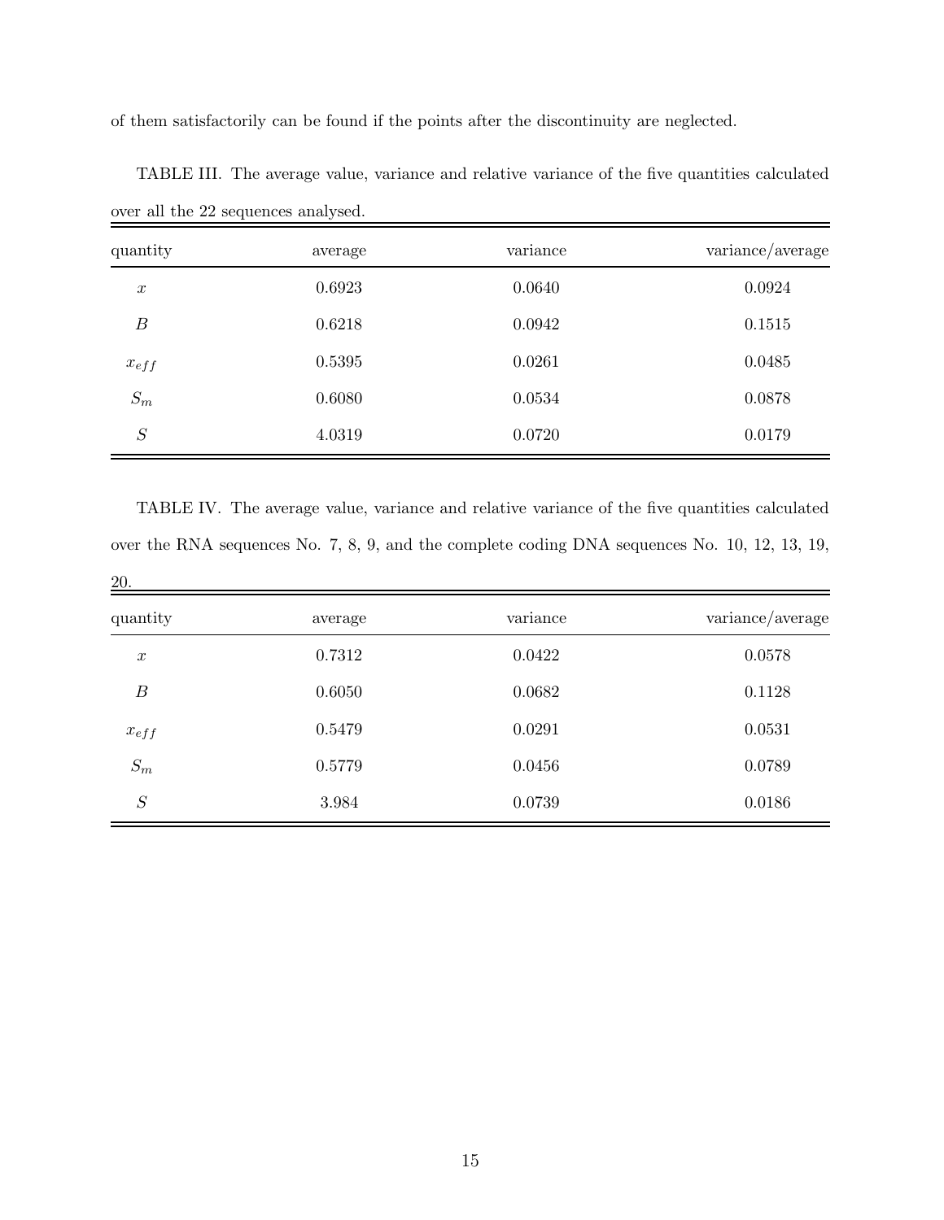of them satisfactorily can be found if the points after the discontinuity are neglected.

TABLE III. The average value, variance and relative variance of the five quantities calculated over all the 22 sequences analysed.

| quantity | average | variance | variance/average |
| --- | --- | --- | --- |
| $x$ | 0.6923 | 0.0640 | 0.0924 |
| $B$ | 0.6218 | 0.0942 | 0.1515 |
| $x_{eff}$ | 0.5395 | 0.0261 | 0.0485 |
| $S_m$ | 0.6080 | 0.0534 | 0.0878 |
| $S$ | 4.0319 | 0.0720 | 0.0179 |

TABLE IV. The average value, variance and relative variance of the five quantities calculated over the RNA sequences No. 7, 8, 9, and the complete coding DNA sequences No. 10, 12, 13, 19, 20.

| quantity | average | variance | variance/average |
| --- | --- | --- | --- |
| $x$ | 0.7312 | 0.0422 | 0.0578 |
| $B$ | 0.6050 | 0.0682 | 0.1128 |
| $x_{eff}$ | 0.5479 | 0.0291 | 0.0531 |
| $S_m$ | 0.5779 | 0.0456 | 0.0789 |
| $S$ | 3.984 | 0.0739 | 0.0186 |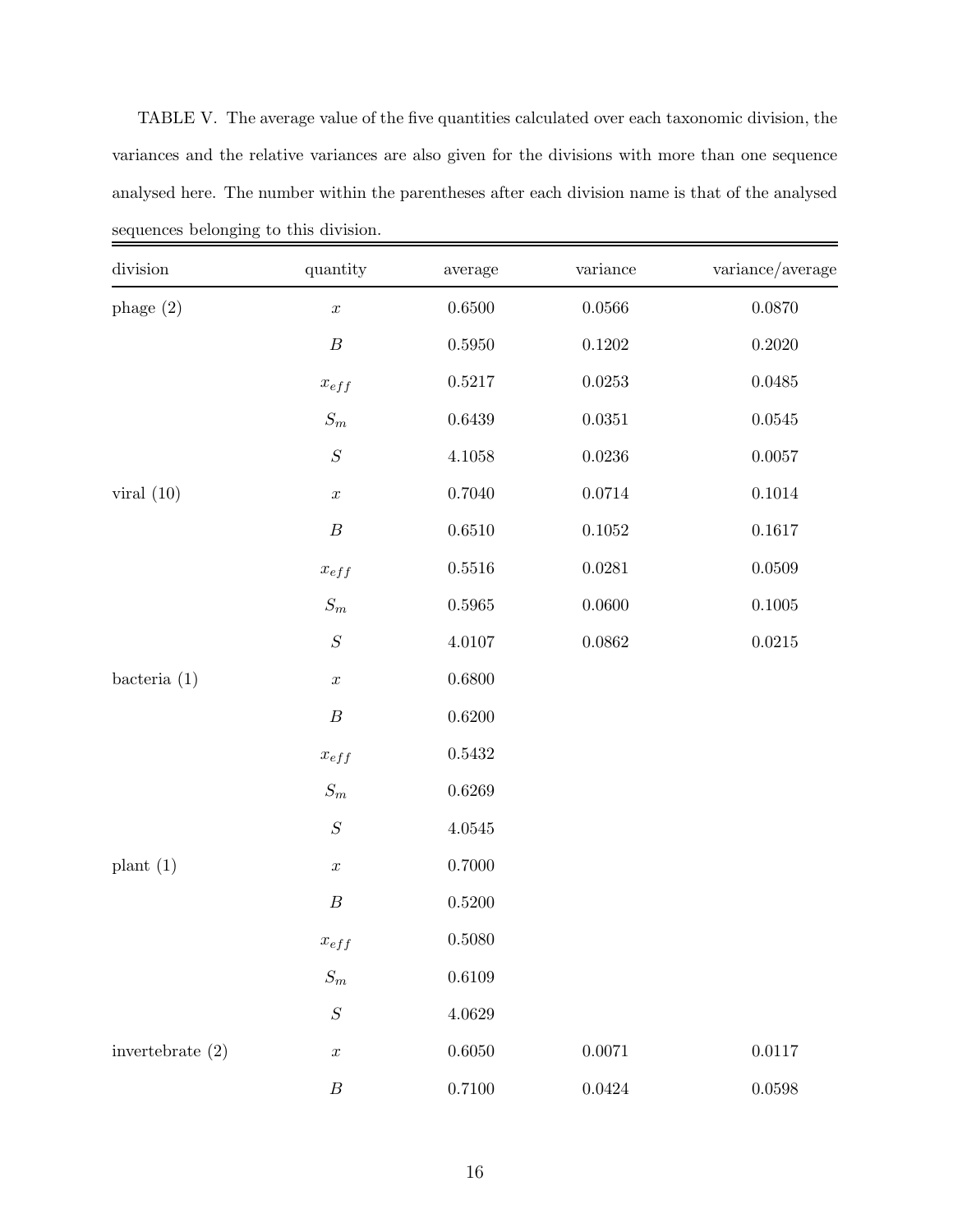TABLE V. The average value of the five quantities calculated over each taxonomic division, the variances and the relative variances are also given for the divisions with more than one sequence analysed here. The number within the parentheses after each division name is that of the analysed sequences belonging to this division.

| division | quantity | average | variance | variance/average |
|---|---|---|---|---|
| phage (2) | $x$ | 0.6500 | 0.0566 | 0.0870 |
| | $B$ | 0.5950 | 0.1202 | 0.2020 |
| | $x_{eff}$ | 0.5217 | 0.0253 | 0.0485 |
| | $S_m$ | 0.6439 | 0.0351 | 0.0545 |
| | $S$ | 4.1058 | 0.0236 | 0.0057 |
| viral (10) | $x$ | 0.7040 | 0.0714 | 0.1014 |
| | $B$ | 0.6510 | 0.1052 | 0.1617 |
| | $x_{eff}$ | 0.5516 | 0.0281 | 0.0509 |
| | $S_m$ | 0.5965 | 0.0600 | 0.1005 |
| | $S$ | 4.0107 | 0.0862 | 0.0215 |
| bacteria (1) | $x$ | 0.6800 | | |
| | $B$ | 0.6200 | | |
| | $x_{eff}$ | 0.5432 | | |
| | $S_m$ | 0.6269 | | |
| | $S$ | 4.0545 | | |
| plant (1) | $x$ | 0.7000 | | |
| | $B$ | 0.5200 | | |
| | $x_{eff}$ | 0.5080 | | |
| | $S_m$ | 0.6109 | | |
| | $S$ | 4.0629 | | |
| invertebrate (2) | $x$ | 0.6050 | 0.0071 | 0.0117 |
| | $B$ | 0.7100 | 0.0424 | 0.0598 |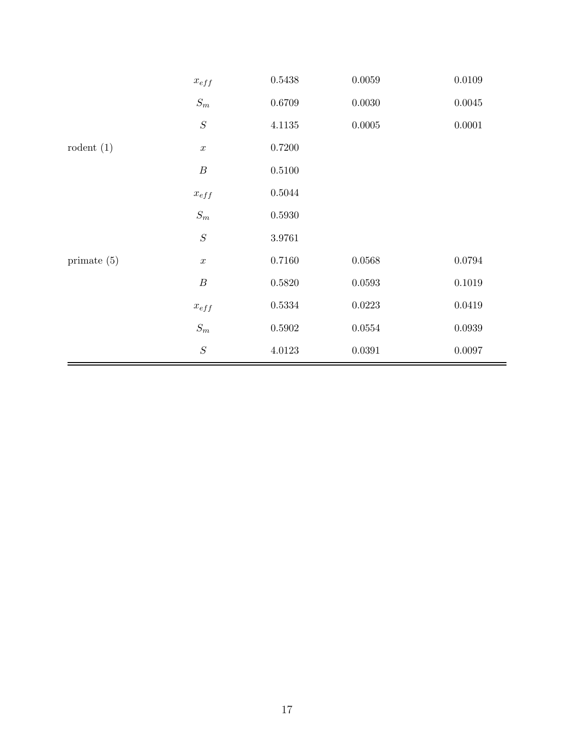| | | | | |
|---|---|---|---|---|
| | $x_{eff}$ | 0.5438 | 0.0059 | 0.0109 |
| | $S_m$ | 0.6709 | 0.0030 | 0.0045 |
| | $S$ | 4.1135 | 0.0005 | 0.0001 |
| rodent (1) | $x$ | 0.7200 | | |
| | $B$ | 0.5100 | | |
| | $x_{eff}$ | 0.5044 | | |
| | $S_m$ | 0.5930 | | |
| | $S$ | 3.9761 | | |
| primate (5) | $x$ | 0.7160 | 0.0568 | 0.0794 |
| | $B$ | 0.5820 | 0.0593 | 0.1019 |
| | $x_{eff}$ | 0.5334 | 0.0223 | 0.0419 |
| | $S_m$ | 0.5902 | 0.0554 | 0.0939 |
| | $S$ | 4.0123 | 0.0391 | 0.0097 |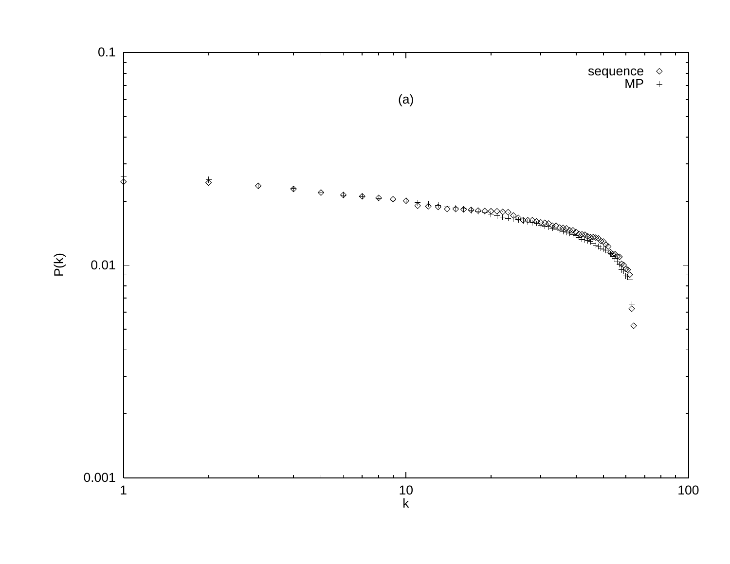(a)

sequence ◇
MP +

P(k)

k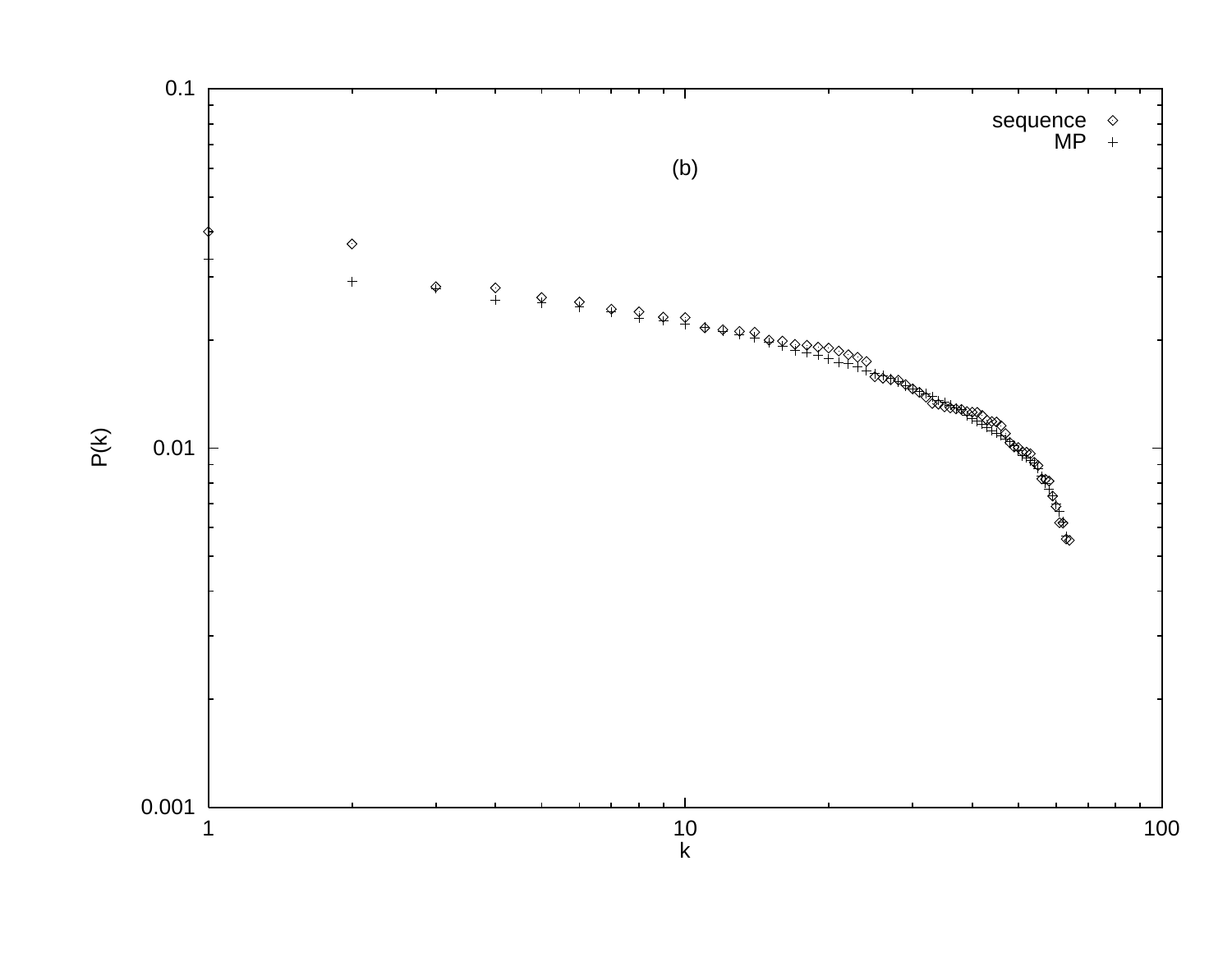(b)

sequence ◇
MP +

P(k)

k

0.1
0.01
0.001

1
10
100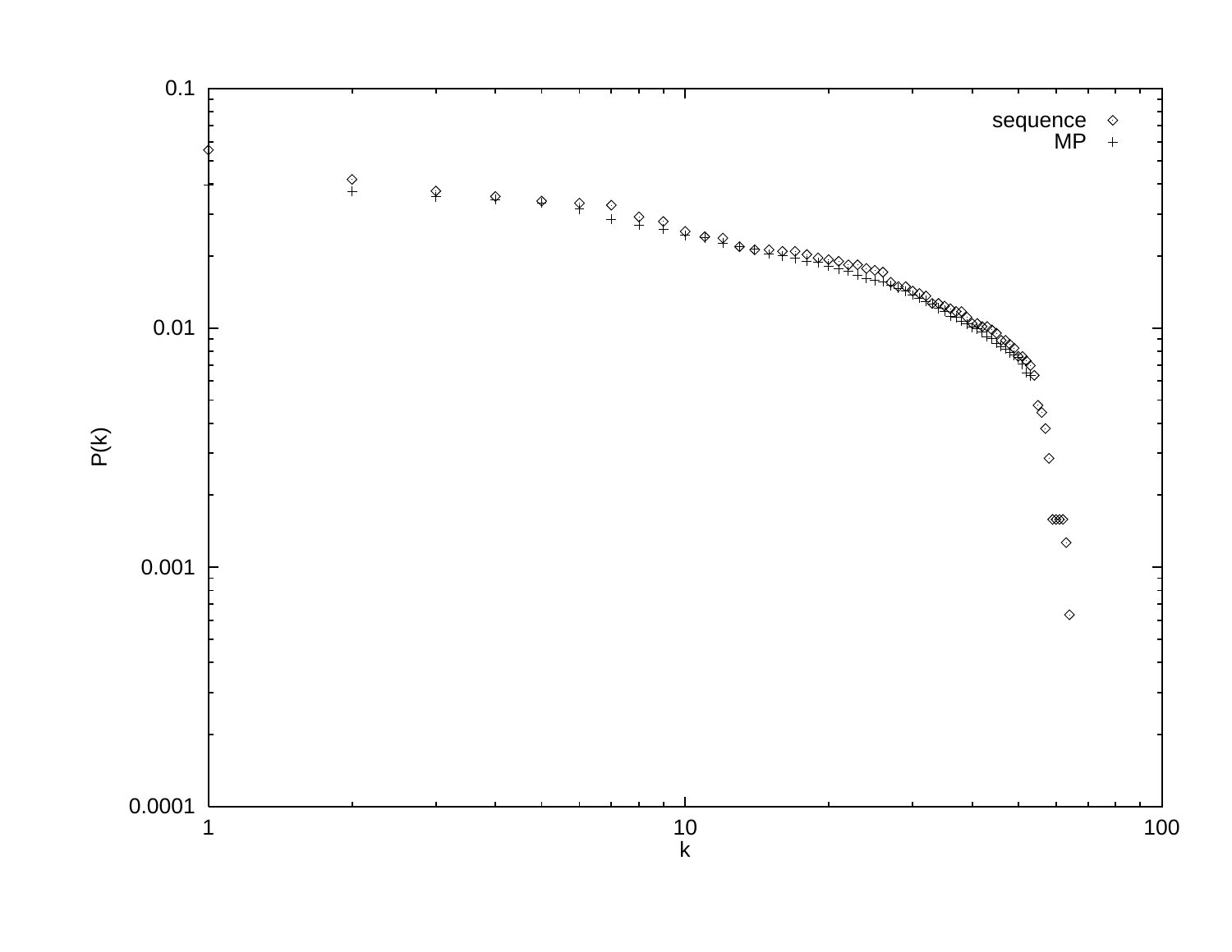P(k)

k

sequence

MP

0.1

0.01

0.001

0.0001

1

10

100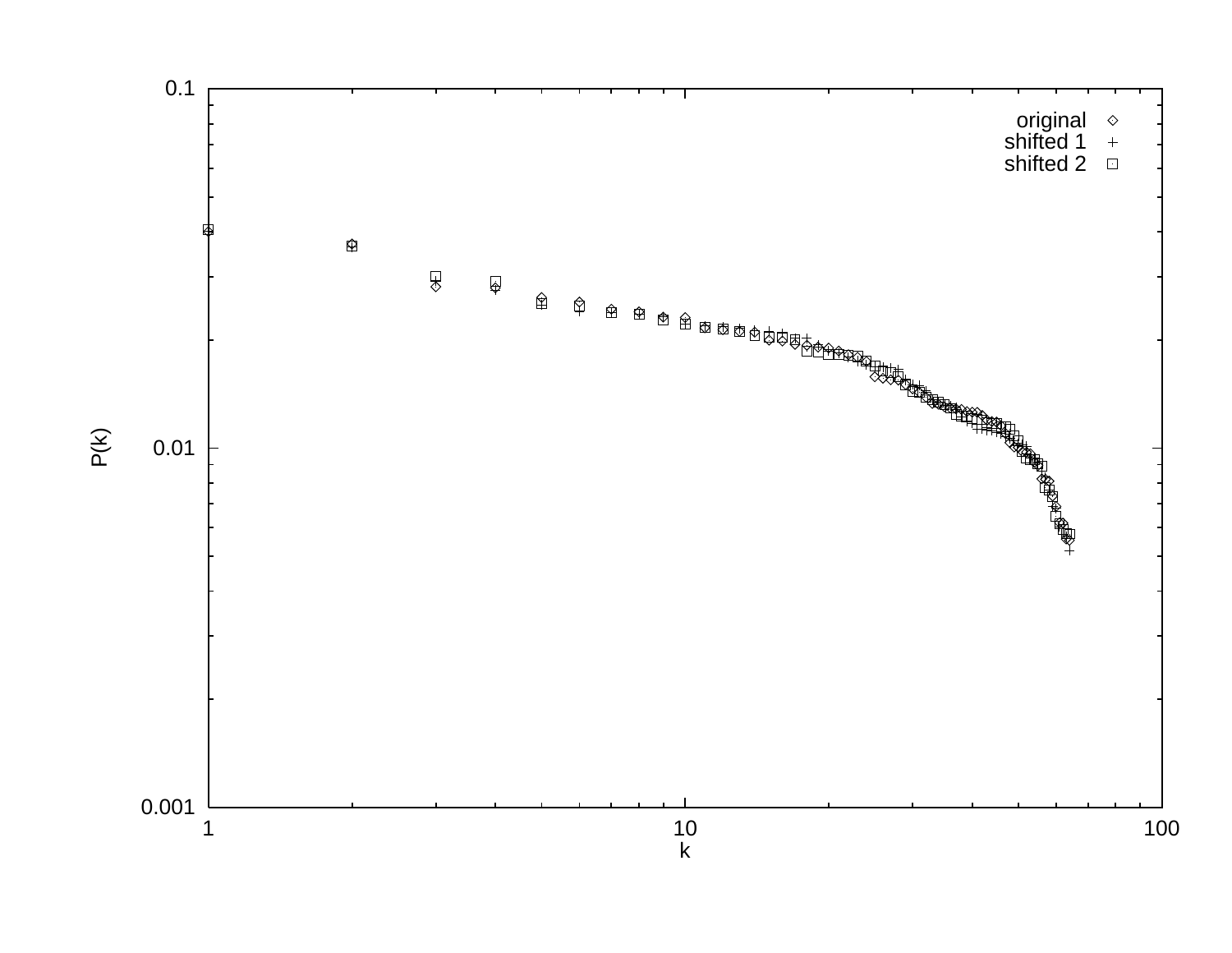0.1

0.01

0.001

P(k)

1

10

100

k

original

shifted 1

shifted 2